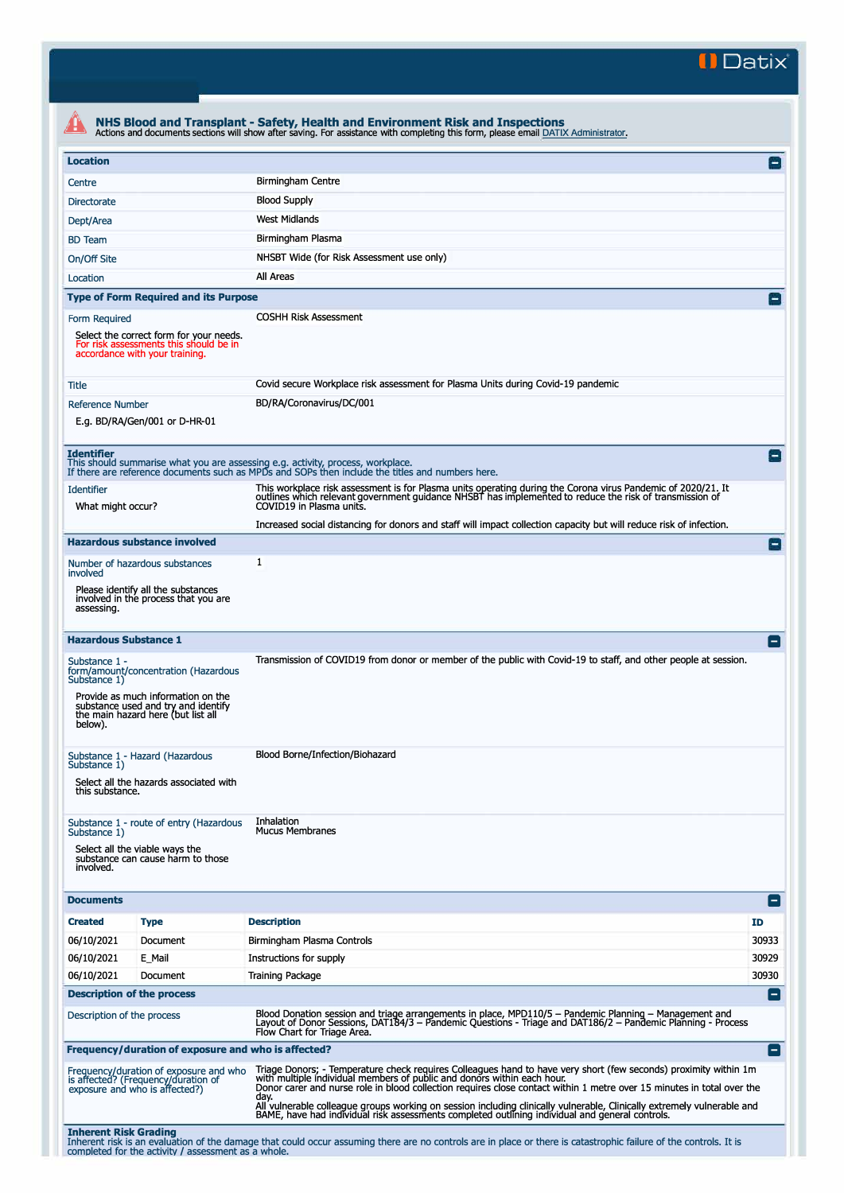# NHS Blood and Transplant - Safety, Health and Environment Risk and Inspections

Actions and documents sections will show after saving. For assistance with completing this form, please email DATIX Administrator.

## Location

| | |
|---|---|
| Centre | Birmingham Centre |
| Directorate | Blood Supply |
| Dept/Area | West Midlands |
| BD Team | Birmingham Plasma |
| On/Off Site | NHSBT Wide (for Risk Assessment use only) |
| Location | All Areas |

## Type of Form Required and its Purpose

| | |
|---|---|
| Form Required<br><br>Select the correct form for your needs. For risk assessments this should be in accordance with your training. | COSHH Risk Assessment |
| Title | Covid secure Workplace risk assessment for Plasma Units during Covid-19 pandemic |
| Reference Number<br><br>E.g. BD/RA/Gen/001 or D-HR-01 | BD/RA/Coronavirus/DC/001 |

## Identifier

This should summarise what you are assessing e.g. activity, process, workplace.
If there are reference documents such as MPDs and SOPs then include the titles and numbers here.

| | |
|---|---|
| Identifier<br><br>What might occur? | This workplace risk assessment is for Plasma units operating during the Corona virus Pandemic of 2020/21. It outlines which relevant government guidance NHSBT has implemented to reduce the risk of transmission of COVID19 in Plasma units.<br><br>Increased social distancing for donors and staff will impact collection capacity but will reduce risk of infection. |

## Hazardous substance involved

| | |
|---|---|
| Number of hazardous substances involved<br><br>Please identify all the substances involved in the process that you are assessing. | 1 |

## Hazardous Substance 1

| | |
|---|---|
| Substance 1 - form/amount/concentration (Hazardous Substance 1)<br><br>Provide as much information on the substance used and try and identify the main hazard here (but list all below). | Transmission of COVID19 from donor or member of the public with Covid-19 to staff, and other people at session. |
| Substance 1 - Hazard (Hazardous Substance 1)<br><br>Select all the hazards associated with this substance. | Blood Borne/Infection/Biohazard |
| Substance 1 - route of entry (Hazardous Substance 1)<br><br>Select all the viable ways the substance can cause harm to those involved. | Inhalation<br>Mucus Membranes |

## Documents

| Created | Type | Description | ID |
|---|---|---|---|
| 06/10/2021 | Document | Birmingham Plasma Controls | 30933 |
| 06/10/2021 | E_Mail | Instructions for supply | 30929 |
| 06/10/2021 | Document | Training Package | 30930 |

## Description of the process

| | |
|---|---|
| Description of the process | Blood Donation session and triage arrangements in place, MPD110/5 – Pandemic Planning – Management and Layout of Donor Sessions, DAT184/3 – Pandemic Questions - Triage and DAT186/2 – Pandemic Planning - Process Flow Chart for Triage Area. |

## Frequency/duration of exposure and who is affected?

| | |
|---|---|
| Frequency/duration of exposure and who is affected? (Frequency/duration of exposure and who is affected?) | Triage Donors; - Temperature check requires Colleagues hand to have very short (few seconds) proximity within 1m with multiple individual members of public and donors within each hour.<br>Donor carer and nurse role in blood collection requires close contact within 1 metre over 15 minutes in total over the day.<br>All vulnerable colleague groups working on session including clinically vulnerable, Clinically extremely vulnerable and BAME, have had individual risk assessments completed outlining individual and general controls. |

## Inherent Risk Grading

Inherent risk is an evaluation of the damage that could occur assuming there are no controls are in place or there is catastrophic failure of the controls. It is completed for the activity / assessment as a whole.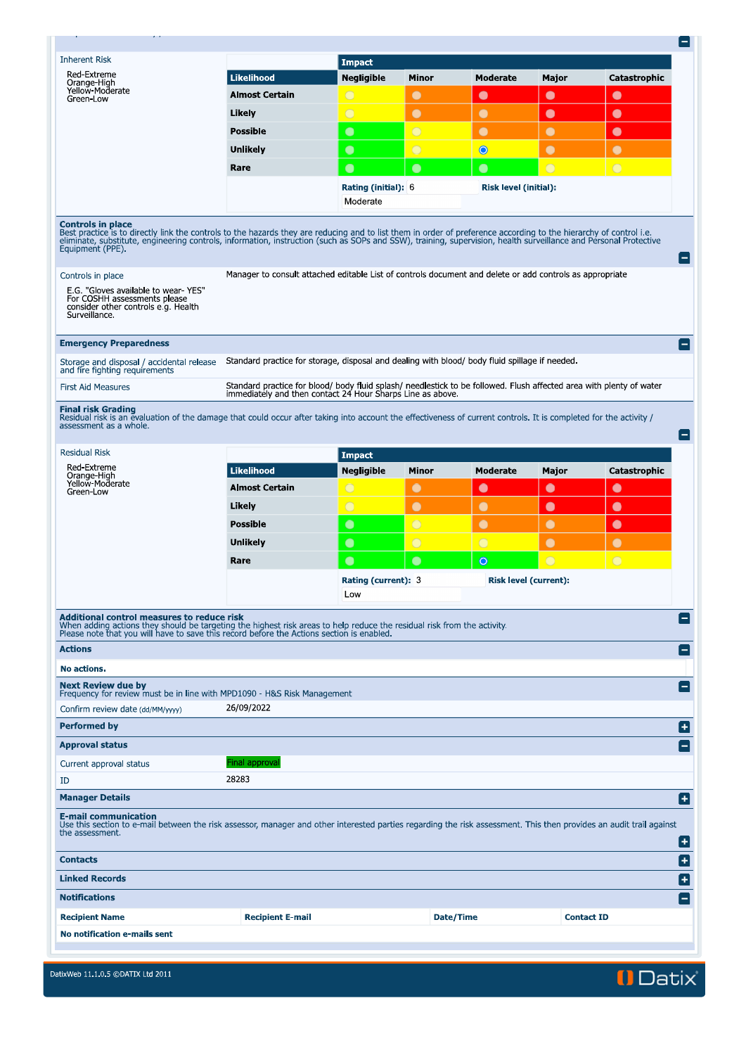## Inherent Risk

Red-Extreme
Orange-High
Yellow-Moderate
Green-Low

| | Impact | | | | |
|---|---|---|---|---|---|
| **Likelihood** | **Negligible** | **Minor** | **Moderate** | **Major** | **Catastrophic** |
| **Almost Certain** | | | | | |
| **Likely** | | | | | |
| **Possible** | | | | | |
| **Unlikely** | | | ◉ | | |
| **Rare** | | | | | |

**Rating (initial):** 6 **Risk level (initial):** Moderate

## Controls in place

Best practice is to directly link the controls to the hazards they are reducing and to list them in order of preference according to the hierarchy of control i.e. eliminate, substitute, engineering controls, information, instruction (such as SOPs and SSW), training, supervision, health surveillance and Personal Protective Equipment (PPE).

| | |
|---|---|
| Controls in place<br><br>E.G. "Gloves available to wear- YES" For COSHH assessments please consider other controls e.g. Health Surveillance. | Manager to consult attached editable List of controls document and delete or add controls as appropriate |

## Emergency Preparedness

| | |
|---|---|
| Storage and disposal / accidental release and fire fighting requirements | Standard practice for storage, disposal and dealing with blood/ body fluid spillage if needed. |
| First Aid Measures | Standard practice for blood/ body fluid splash/ needlestick to be followed. Flush affected area with plenty of water immediately and then contact 24 Hour Sharps Line as above. |

## Final risk Grading

Residual risk is an evaluation of the damage that could occur after taking into account the effectiveness of current controls. It is completed for the activity / assessment as a whole.

Residual Risk

Red-Extreme
Orange-High
Yellow-Moderate
Green-Low

| | Impact | | | | |
|---|---|---|---|---|---|
| **Likelihood** | **Negligible** | **Minor** | **Moderate** | **Major** | **Catastrophic** |
| **Almost Certain** | | | | | |
| **Likely** | | | | | |
| **Possible** | | | | | |
| **Unlikely** | | | | | |
| **Rare** | | | ◉ | | |

**Rating (current):** 3 **Risk level (current):** Low

## Additional control measures to reduce risk

When adding actions they should be targeting the highest risk areas to help reduce the residual risk from the activity.
Please note that you will have to save this record before the Actions section is enabled.

## Actions

**No actions.**

## Next Review due by

Frequency for review must be in line with MPD1090 - H&S Risk Management

| | |
|---|---|
| Confirm review date (dd/MM/yyyy) | 26/09/2022 |

## Performed by

## Approval status

| | |
|---|---|
| Current approval status | Final approval |
| ID | 28283 |

## Manager Details

## E-mail communication

Use this section to e-mail between the risk assessor, manager and other interested parties regarding the risk assessment. This then provides an audit trail against the assessment.

## Contacts

## Linked Records

## Notifications

| Recipient Name | Recipient E-mail | Date/Time | Contact ID |
|---|---|---|---|
| **No notification e-mails sent** | | | |

DatixWeb 11.1.0.5 ©DATIX Ltd 2011